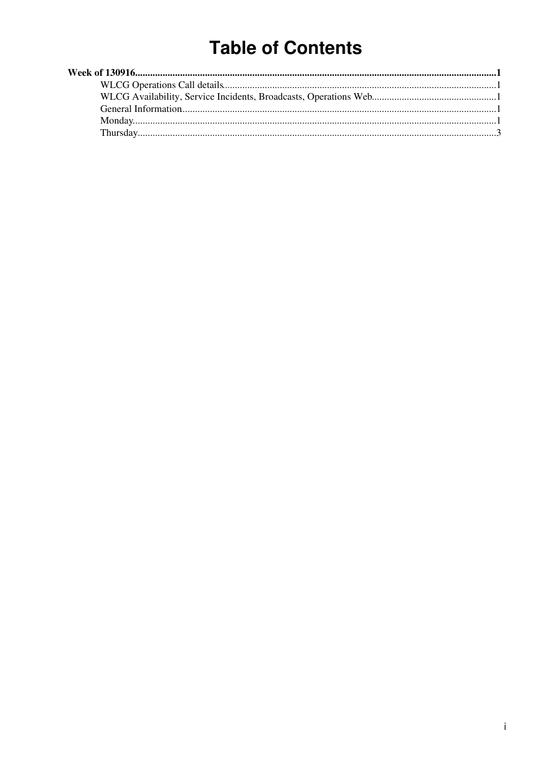# Table of Contents

**Week of 130916** .......... **1**

- WLCG Operations Call details .......... 1
- WLCG Availability, Service Incidents, Broadcasts, Operations Web .......... 1
- General Information .......... 1
- Monday .......... 1
- Thursday .......... 3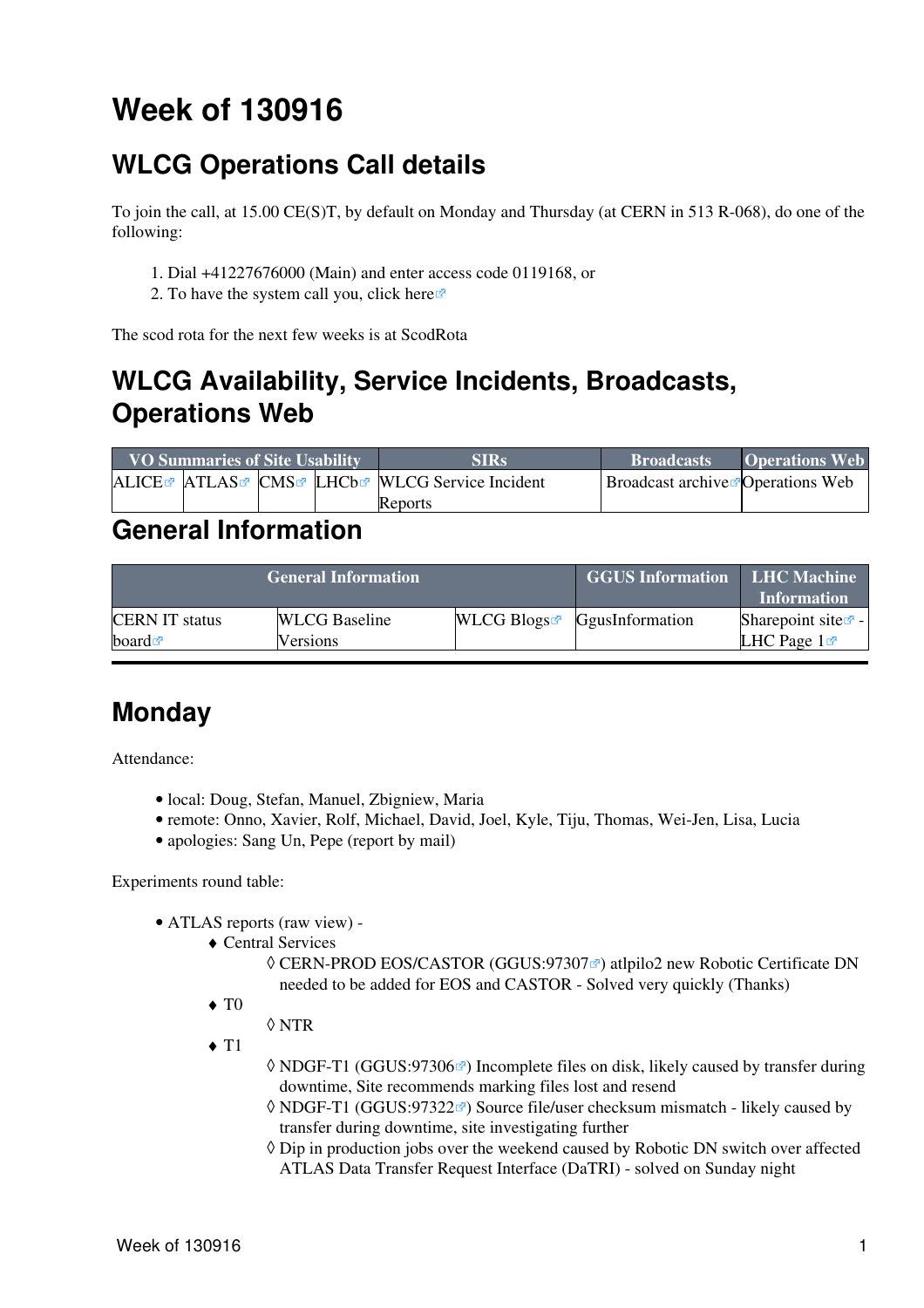# Week of 130916

## WLCG Operations Call details

To join the call, at 15.00 CE(S)T, by default on Monday and Thursday (at CERN in 513 R-068), do one of the following:

1. Dial +41227676000 (Main) and enter access code 0119168, or
2. To have the system call you, click here

The scod rota for the next few weeks is at ScodRota

## WLCG Availability, Service Incidents, Broadcasts, Operations Web

| VO Summaries of Site Usability | | | | SIRs | Broadcasts | Operations Web |
|---|---|---|---|---|---|---|
| ALICE | ATLAS | CMS | LHCb | WLCG Service Incident Reports | Broadcast archive | Operations Web |

## General Information

| General Information | | | GGUS Information | LHC Machine Information |
|---|---|---|---|---|
| CERN IT status board | WLCG Baseline Versions | WLCG Blogs | GgusInformation | Sharepoint site - LHC Page 1 |

## Monday

Attendance:

- local: Doug, Stefan, Manuel, Zbigniew, Maria
- remote: Onno, Xavier, Rolf, Michael, David, Joel, Kyle, Tiju, Thomas, Wei-Jen, Lisa, Lucia
- apologies: Sang Un, Pepe (report by mail)

Experiments round table:

- ATLAS reports (raw view) -
  - Central Services
    - CERN-PROD EOS/CASTOR (GGUS:97307) atlpilo2 new Robotic Certificate DN needed to be added for EOS and CASTOR - Solved very quickly (Thanks)
  - T0
    - NTR
  - T1
    - NDGF-T1 (GGUS:97306) Incomplete files on disk, likely caused by transfer during downtime, Site recommends marking files lost and resend
    - NDGF-T1 (GGUS:97322) Source file/user checksum mismatch - likely caused by transfer during downtime, site investigating further
    - Dip in production jobs over the weekend caused by Robotic DN switch over affected ATLAS Data Transfer Request Interface (DaTRI) - solved on Sunday night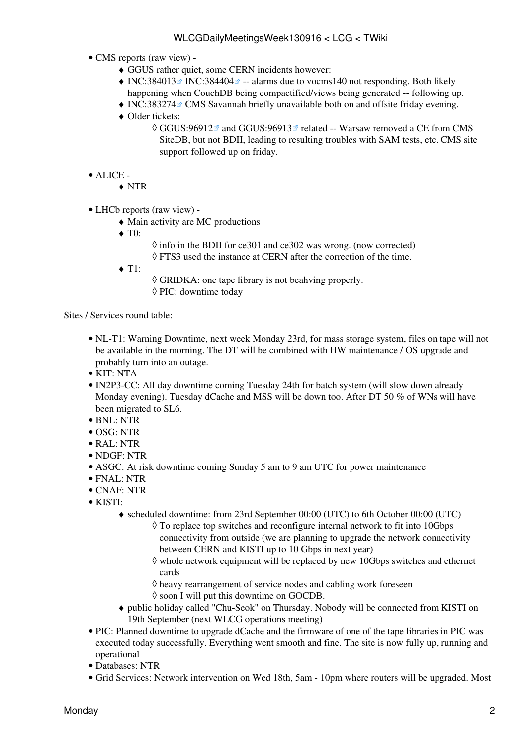- CMS reports (raw view) -
  - GGUS rather quiet, some CERN incidents however:
  - INC:384013 INC:384404 -- alarms due to vocms140 not responding. Both likely happening when CouchDB being compactified/views being generated -- following up.
  - INC:383274 CMS Savannah briefly unavailable both on and offsite friday evening.
  - Older tickets:
    - GGUS:96912 and GGUS:96913 related -- Warsaw removed a CE from CMS SiteDB, but not BDII, leading to resulting troubles with SAM tests, etc. CMS site support followed up on friday.

- ALICE -
  - NTR

- LHCb reports (raw view) -
  - Main activity are MC productions
  - T0:
    - info in the BDII for ce301 and ce302 was wrong. (now corrected)
    - FTS3 used the instance at CERN after the correction of the time.
  - T1:
    - GRIDKA: one tape library is not beahving properly.
    - PIC: downtime today

Sites / Services round table:

- NL-T1: Warning Downtime, next week Monday 23rd, for mass storage system, files on tape will not be available in the morning. The DT will be combined with HW maintenance / OS upgrade and probably turn into an outage.
- KIT: NTA
- IN2P3-CC: All day downtime coming Tuesday 24th for batch system (will slow down already Monday evening). Tuesday dCache and MSS will be down too. After DT 50 % of WNs will have been migrated to SL6.
- BNL: NTR
- OSG: NTR
- RAL: NTR
- NDGF: NTR
- ASGC: At risk downtime coming Sunday 5 am to 9 am UTC for power maintenance
- FNAL: NTR
- CNAF: NTR
- KISTI:
  - scheduled downtime: from 23rd September 00:00 (UTC) to 6th October 00:00 (UTC)
    - To replace top switches and reconfigure internal network to fit into 10Gbps connectivity from outside (we are planning to upgrade the network connectivity between CERN and KISTI up to 10 Gbps in next year)
    - whole network equipment will be replaced by new 10Gbps switches and ethernet cards
    - heavy rearrangement of service nodes and cabling work foreseen
    - soon I will put this downtime on GOCDB.
  - public holiday called "Chu-Seok" on Thursday. Nobody will be connected from KISTI on 19th September (next WLCG operations meeting)
- PIC: Planned downtime to upgrade dCache and the firmware of one of the tape libraries in PIC was executed today successfully. Everything went smooth and fine. The site is now fully up, running and operational
- Databases: NTR
- Grid Services: Network intervention on Wed 18th, 5am - 10pm where routers will be upgraded. Most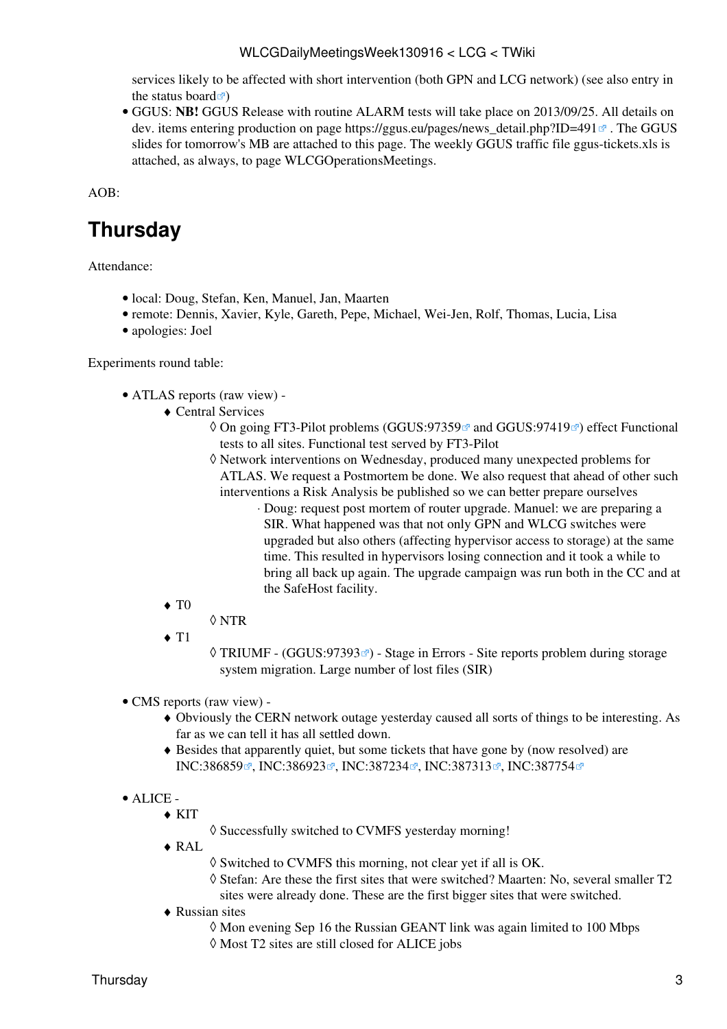services likely to be affected with short intervention (both GPN and LCG network) (see also entry in the status board)
- GGUS: **NB!** GGUS Release with routine ALARM tests will take place on 2013/09/25. All details on dev. items entering production on page https://ggus.eu/pages/news_detail.php?ID=491 . The GGUS slides for tomorrow's MB are attached to this page. The weekly GGUS traffic file ggus-tickets.xls is attached, as always, to page WLCGOperationsMeetings.

AOB:

# Thursday

Attendance:

- local: Doug, Stefan, Ken, Manuel, Jan, Maarten
- remote: Dennis, Xavier, Kyle, Gareth, Pepe, Michael, Wei-Jen, Rolf, Thomas, Lucia, Lisa
- apologies: Joel

Experiments round table:

- ATLAS reports (raw view) -
  - Central Services
    - On going FT3-Pilot problems (GGUS:97359 and GGUS:97419) effect Functional tests to all sites. Functional test served by FT3-Pilot
    - Network interventions on Wednesday, produced many unexpected problems for ATLAS. We request a Postmortem be done. We also request that ahead of other such interventions a Risk Analysis be published so we can better prepare ourselves
      - Doug: request post mortem of router upgrade. Manuel: we are preparing a SIR. What happened was that not only GPN and WLCG switches were upgraded but also others (affecting hypervisor access to storage) at the same time. This resulted in hypervisors losing connection and it took a while to bring all back up again. The upgrade campaign was run both in the CC and at the SafeHost facility.
  - T0
    - NTR
  - T1
    - TRIUMF - (GGUS:97393) - Stage in Errors - Site reports problem during storage system migration. Large number of lost files (SIR)

- CMS reports (raw view) -
  - Obviously the CERN network outage yesterday caused all sorts of things to be interesting. As far as we can tell it has all settled down.
  - Besides that apparently quiet, but some tickets that have gone by (now resolved) are INC:386859, INC:386923, INC:387234, INC:387313, INC:387754

- ALICE -
  - KIT
    - Successfully switched to CVMFS yesterday morning!
  - RAL
    - Switched to CVMFS this morning, not clear yet if all is OK.
    - Stefan: Are these the first sites that were switched? Maarten: No, several smaller T2 sites were already done. These are the first bigger sites that were switched.
  - Russian sites
    - Mon evening Sep 16 the Russian GEANT link was again limited to 100 Mbps
    - Most T2 sites are still closed for ALICE jobs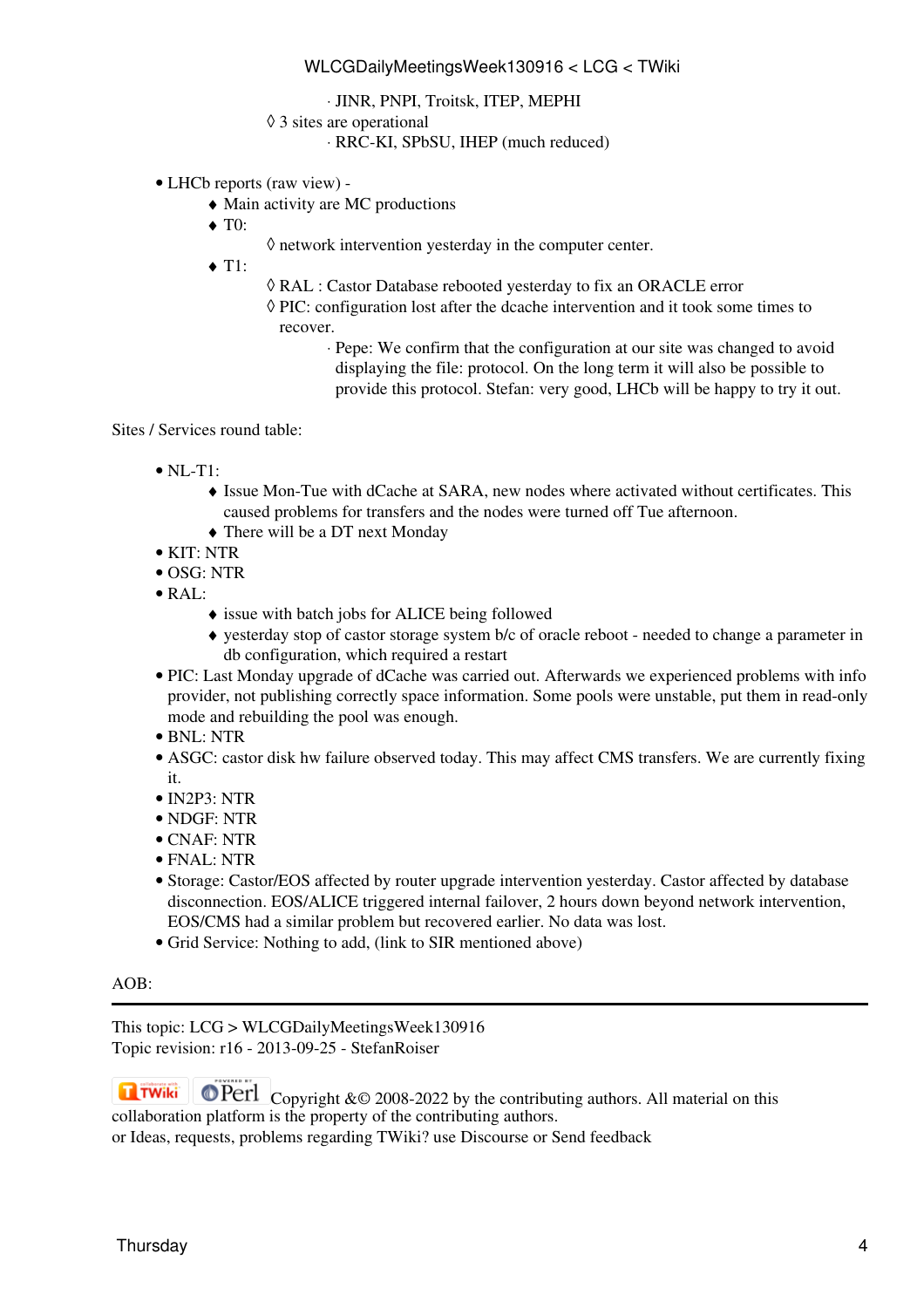- JINR, PNPI, Troitsk, ITEP, MEPHI
        - 3 sites are operational
            - RRC-KI, SPbSU, IHEP (much reduced)

- LHCb reports (raw view) -
    - Main activity are MC productions
    - T0:
        - network intervention yesterday in the computer center.
    - T1:
        - RAL : Castor Database rebooted yesterday to fix an ORACLE error
        - PIC: configuration lost after the dcache intervention and it took some times to recover.
            - Pepe: We confirm that the configuration at our site was changed to avoid displaying the file: protocol. On the long term it will also be possible to provide this protocol. Stefan: very good, LHCb will be happy to try it out.

Sites / Services round table:

- NL-T1:
    - Issue Mon-Tue with dCache at SARA, new nodes where activated without certificates. This caused problems for transfers and the nodes were turned off Tue afternoon.
    - There will be a DT next Monday
- KIT: NTR
- OSG: NTR
- RAL:
    - issue with batch jobs for ALICE being followed
    - yesterday stop of castor storage system b/c of oracle reboot - needed to change a parameter in db configuration, which required a restart
- PIC: Last Monday upgrade of dCache was carried out. Afterwards we experienced problems with info provider, not publishing correctly space information. Some pools were unstable, put them in read-only mode and rebuilding the pool was enough.
- BNL: NTR
- ASGC: castor disk hw failure observed today. This may affect CMS transfers. We are currently fixing it.
- IN2P3: NTR
- NDGF: NTR
- CNAF: NTR
- FNAL: NTR
- Storage: Castor/EOS affected by router upgrade intervention yesterday. Castor affected by database disconnection. EOS/ALICE triggered internal failover, 2 hours down beyond network intervention, EOS/CMS had a similar problem but recovered earlier. No data was lost.
- Grid Service: Nothing to add, (link to SIR mentioned above)

AOB:

---

This topic: LCG > WLCGDailyMeetingsWeek130916
Topic revision: r16 - 2013-09-25 - StefanRoiser

Copyright &© 2008-2022 by the contributing authors. All material on this collaboration platform is the property of the contributing authors.
or Ideas, requests, problems regarding TWiki? use Discourse or Send feedback